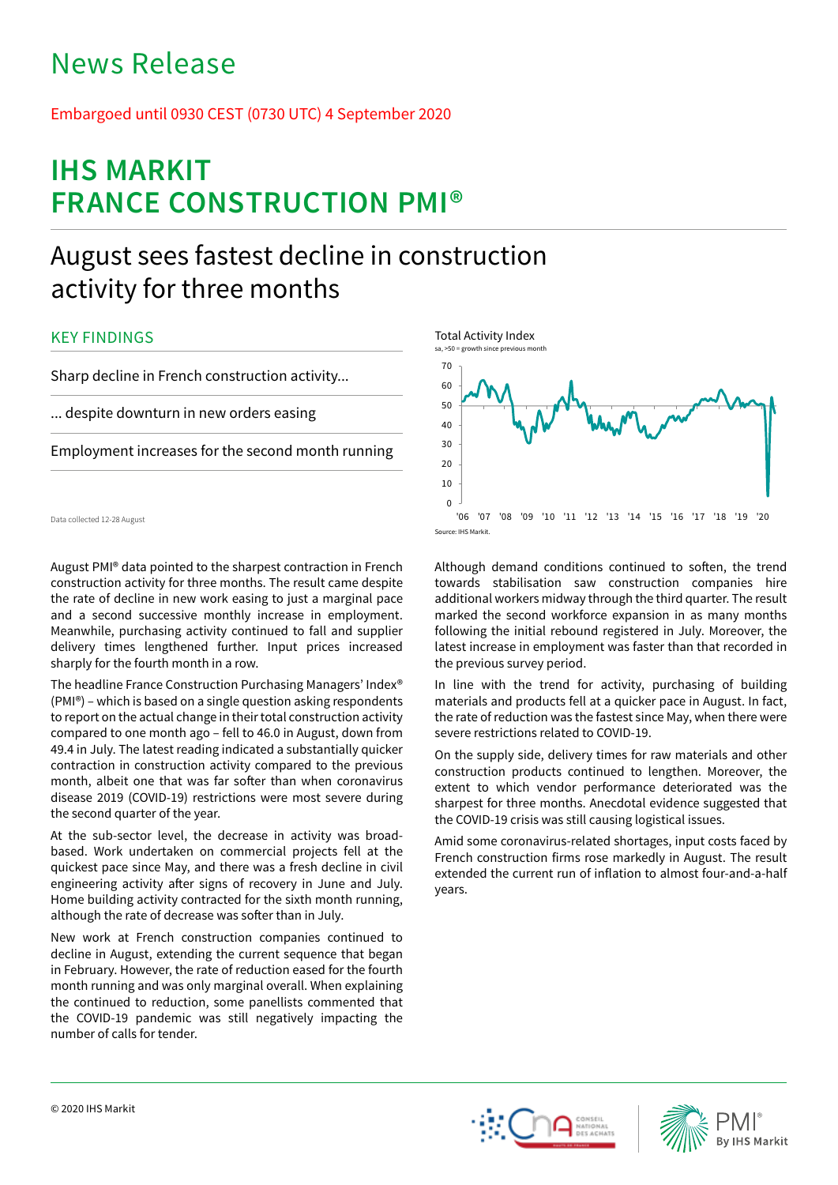# News Release

Embargoed until 0930 CEST (0730 UTC) 4 September 2020

# IHS MARKIT FRANCE CONSTRUCTION PMI®

## August sees fastest decline in construction activity for three months

### KEY FINDINGS

Sharp decline in French construction activity...

... despite downturn in new orders easing

Employment increases for the second month running

Data collected 12-28 August

Total Activity Index

sa, >50 = growth since previous month

Source: IHS Markit.

August PMI® data pointed to the sharpest contraction in French construction activity for three months. The result came despite the rate of decline in new work easing to just a marginal pace and a second successive monthly increase in employment. Meanwhile, purchasing activity continued to fall and supplier delivery times lengthened further. Input prices increased sharply for the fourth month in a row.

The headline France Construction Purchasing Managers' Index® (PMI®) – which is based on a single question asking respondents to report on the actual change in their total construction activity compared to one month ago – fell to 46.0 in August, down from 49.4 in July. The latest reading indicated a substantially quicker contraction in construction activity compared to the previous month, albeit one that was far softer than when coronavirus disease 2019 (COVID-19) restrictions were most severe during the second quarter of the year.

At the sub-sector level, the decrease in activity was broad-based. Work undertaken on commercial projects fell at the quickest pace since May, and there was a fresh decline in civil engineering activity after signs of recovery in June and July. Home building activity contracted for the sixth month running, although the rate of decrease was softer than in July.

New work at French construction companies continued to decline in August, extending the current sequence that began in February. However, the rate of reduction eased for the fourth month running and was only marginal overall. When explaining the continued to reduction, some panellists commented that the COVID-19 pandemic was still negatively impacting the number of calls for tender.

Although demand conditions continued to soften, the trend towards stabilisation saw construction companies hire additional workers midway through the third quarter. The result marked the second workforce expansion in as many months following the initial rebound registered in July. Moreover, the latest increase in employment was faster than that recorded in the previous survey period.

In line with the trend for activity, purchasing of building materials and products fell at a quicker pace in August. In fact, the rate of reduction was the fastest since May, when there were severe restrictions related to COVID-19.

On the supply side, delivery times for raw materials and other construction products continued to lengthen. Moreover, the extent to which vendor performance deteriorated was the sharpest for three months. Anecdotal evidence suggested that the COVID-19 crisis was still causing logistical issues.

Amid some coronavirus-related shortages, input costs faced by French construction firms rose markedly in August. The result extended the current run of inflation to almost four-and-a-half years.

© 2020 IHS Markit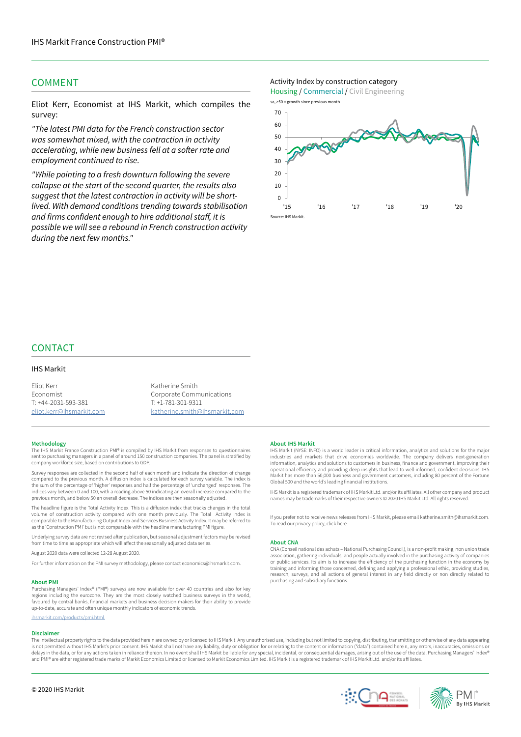## COMMENT

Eliot Kerr, Economist at IHS Markit, which compiles the survey:

*"The latest PMI data for the French construction sector was somewhat mixed, with the contraction in activity accelerating, while new business fell at a softer rate and employment continued to rise.*

*"While pointing to a fresh downturn following the severe collapse at the start of the second quarter, the results also suggest that the latest contraction in activity will be short-lived. With demand conditions trending towards stabilisation and firms confident enough to hire additional staff, it is possible we will see a rebound in French construction activity during the next few months."*

Activity Index by construction category

Housing / Commercial / Civil Engineering

sa, >50 = growth since previous month

70
60
50
40
30
20
10
0

'15 '16 '17 '18 '19 '20

Source: IHS Markit.

## CONTACT

IHS Markit

Eliot Kerr
Economist
T: +44-2031-593-381
eliot.kerr@ihsmarkit.com

Katherine Smith
Corporate Communications
T: +1-781-301-9311
katherine.smith@ihsmarkit.com

### Methodology

The IHS Markit France Construction PMI® is compiled by IHS Markit from responses to questionnaires sent to purchasing managers in a panel of around 150 construction companies. The panel is stratified by company workforce size, based on contributions to GDP.

Survey responses are collected in the second half of each month and indicate the direction of change compared to the previous month. A diffusion index is calculated for each survey variable. The index is the sum of the percentage of 'higher' responses and half the percentage of 'unchanged' responses. The indices vary between 0 and 100, with a reading above 50 indicating an overall increase compared to the previous month, and below 50 an overall decrease. The indices are then seasonally adjusted.

The headline figure is the Total Activity Index. This is a diffusion index that tracks changes in the total volume of construction activity compared with one month previously. The Total Activity Index is comparable to the Manufacturing Output Index and Services Business Activity Index. It may be referred to as the 'Construction PMI' but is not comparable with the headline manufacturing PMI figure.

Underlying survey data are not revised after publication, but seasonal adjustment factors may be revised from time to time as appropriate which will affect the seasonally adjusted data series.

August 2020 data were collected 12-28 August 2020.

For further information on the PMI survey methodology, please contact economics@ihsmarkit.com.

### About PMI

Purchasing Managers' Index® (PMI®) surveys are now available for over 40 countries and also for key regions including the eurozone. They are the most closely watched business surveys in the world, favoured by central banks, financial markets and business decision makers for their ability to provide up-to-date, accurate and often unique monthly indicators of economic trends.

ihsmarkit.com/products/pmi.html.

### About IHS Markit

IHS Markit (NYSE: INFO) is a world leader in critical information, analytics and solutions for the major industries and markets that drive economies worldwide. The company delivers next-generation information, analytics and solutions to customers in business, finance and government, improving their operational efficiency and providing deep insights that lead to well-informed, confident decisions. IHS Markit has more than 50,000 business and government customers, including 80 percent of the Fortune Global 500 and the world's leading financial institutions.

IHS Markit is a registered trademark of IHS Markit Ltd. and/or its affiliates. All other company and product names may be trademarks of their respective owners © 2020 IHS Markit Ltd. All rights reserved.

If you prefer not to receive news releases from IHS Markit, please email katherine.smith@ihsmarkit.com. To read our privacy policy, click here.

### About CNA

CNA (Conseil national des achats – National Purchasing Council), is a non-profit making, non union trade association, gathering individuals, and people actually involved in the purchasing activity of companies or public services. Its aim is to increase the efficiency of the purchasing function in the economy by training and informing those concerned, defining and applying a professional ethic, providing studies, research, surveys, and all actions of general interest in any field directly or non directly related to purchasing and subsidiary functions.

### Disclaimer

The intellectual property rights to the data provided herein are owned by or licensed to IHS Markit. Any unauthorised use, including but not limited to copying, distributing, transmitting or otherwise of any data appearing is not permitted without IHS Markit's prior consent. IHS Markit shall not have any liability, duty or obligation for or relating to the content or information ("data") contained herein, any errors, inaccuracies, omissions or delays in the data, or for any actions taken in reliance thereon. In no event shall IHS Markit be liable for any special, incidental, or consequential damages, arising out of the use of the data. Purchasing Managers' Index® and PMI® are either registered trade marks of Markit Economics Limited or licensed to Markit Economics Limited. IHS Markit is a registered trademark of IHS Markit Ltd. and/or its affiliates.

© 2020 IHS Markit